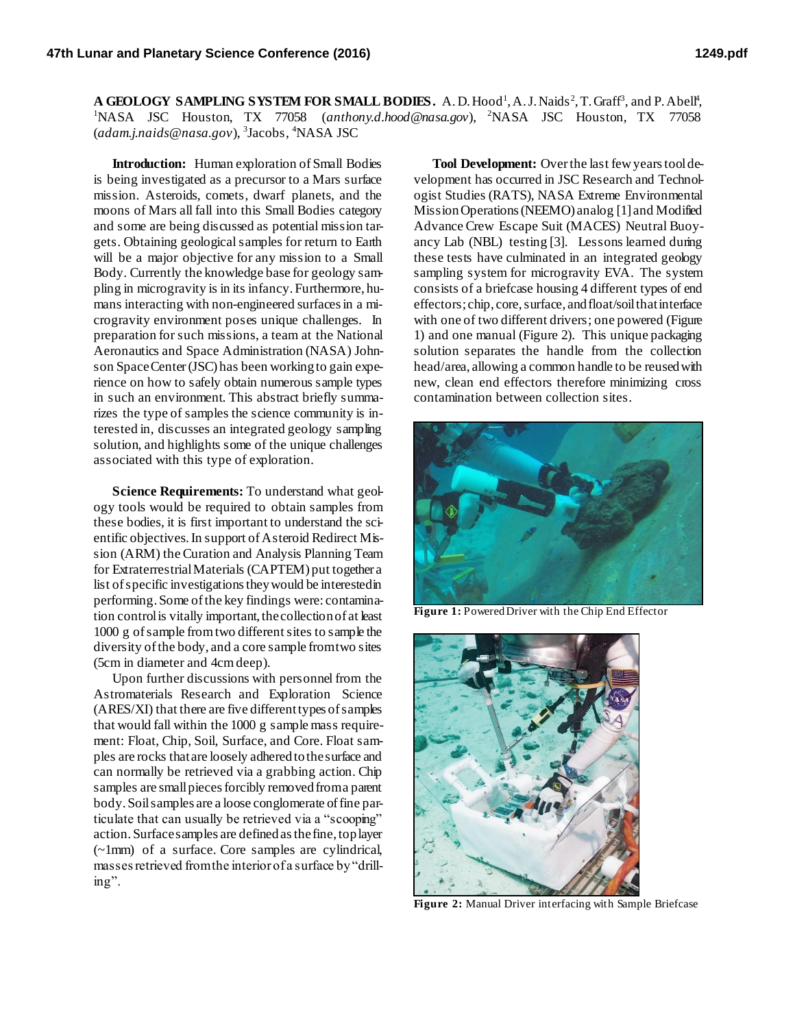**A GEOLOGY SAMPLING SYSTEM FOR SMALL BODIES.** A. D. Hood[1], A. J. Naids[2], T. Graff[3], and P. Abell[4], [1]NASA JSC Houston, TX 77058 (*anthony.d.hood@nasa.gov*), [2]NASA JSC Houston, TX 77058 (*adam.j.naids@nasa.gov*), [3]Jacobs, [4]NASA JSC

**Introduction:** Human exploration of Small Bodies is being investigated as a precursor to a Mars surface mission. Asteroids, comets, dwarf planets, and the moons of Mars all fall into this Small Bodies category and some are being discussed as potential mission targets. Obtaining geological samples for return to Earth will be a major objective for any mission to a Small Body. Currently the knowledge base for geology sampling in microgravity is in its infancy. Furthermore, humans interacting with non-engineered surfaces in a microgravity environment poses unique challenges. In preparation for such missions, a team at the National Aeronautics and Space Administration (NASA) Johnson Space Center (JSC) has been working to gain experience on how to safely obtain numerous sample types in such an environment. This abstract briefly summarizes the type of samples the science community is interested in, discusses an integrated geology sampling solution, and highlights some of the unique challenges associated with this type of exploration.

**Science Requirements:** To understand what geology tools would be required to obtain samples from these bodies, it is first important to understand the scientific objectives. In support of Asteroid Redirect Mission (ARM) the Curation and Analysis Planning Team for Extraterrestrial Materials (CAPTEM) put together a list of specific investigations they would be interested in performing. Some of the key findings were: contamination control is vitally important, the collection of at least 1000 g of sample from two different sites to sample the diversity of the body, and a core sample from two sites (5cm in diameter and 4cm deep).

Upon further discussions with personnel from the Astromaterials Research and Exploration Science (ARES/XI) that there are five different types of samples that would fall within the 1000 g sample mass requirement: Float, Chip, Soil, Surface, and Core. Float samples are rocks that are loosely adhered to the surface and can normally be retrieved via a grabbing action. Chip samples are small pieces forcibly removed from a parent body. Soil samples are a loose conglomerate of fine particulate that can usually be retrieved via a "scooping" action. Surface samples are defined as the fine, top layer (~1mm) of a surface. Core samples are cylindrical, masses retrieved from the interior of a surface by "drilling".

**Tool Development:** Over the last few years tool development has occurred in JSC Research and Technologist Studies (RATS), NASA Extreme Environmental Mission Operations (NEEMO) analog [1] and Modified Advance Crew Escape Suit (MACES) Neutral Buoyancy Lab (NBL) testing [3]. Lessons learned during these tests have culminated in an integrated geology sampling system for microgravity EVA. The system consists of a briefcase housing 4 different types of end effectors; chip, core, surface, and float/soil that interface with one of two different drivers; one powered (Figure 1) and one manual (Figure 2). This unique packaging solution separates the handle from the collection head/area, allowing a common handle to be reused with new, clean end effectors therefore minimizing cross contamination between collection sites.

**Figure 1:** Powered Driver with the Chip End Effector

**Figure 2:** Manual Driver interfacing with Sample Briefcase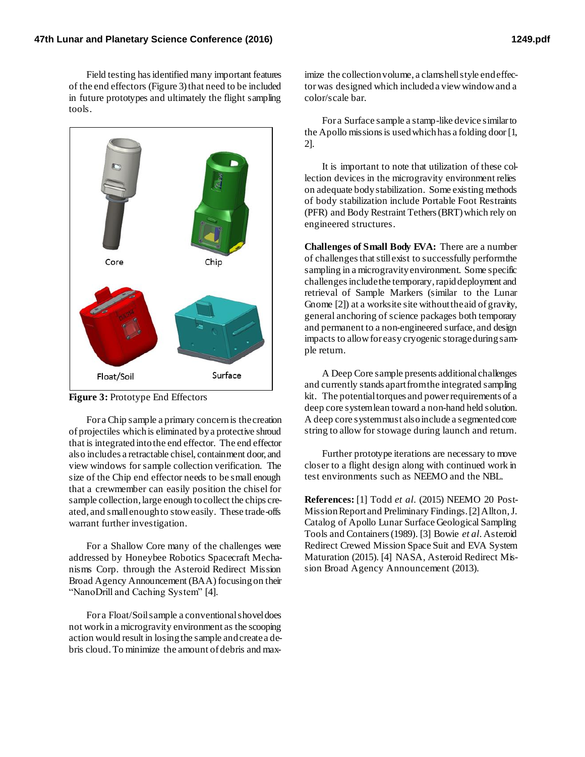Field testing has identified many important features of the end effectors (Figure 3) that need to be included in future prototypes and ultimately the flight sampling tools.

Core

Chip

Float/Soil

Surface

**Figure 3:** Prototype End Effectors

For a Chip sample a primary concern is the creation of projectiles which is eliminated by a protective shroud that is integrated into the end effector. The end effector also includes a retractable chisel, containment door, and view windows for sample collection verification. The size of the Chip end effector needs to be small enough that a crewmember can easily position the chisel for sample collection, large enough to collect the chips created, and small enough to stow easily. These trade-offs warrant further investigation.

For a Shallow Core many of the challenges were addressed by Honeybee Robotics Spacecraft Mechanisms Corp. through the Asteroid Redirect Mission Broad Agency Announcement (BAA) focusing on their "NanoDrill and Caching System" [4].

For a Float/Soil sample a conventional shovel does not work in a microgravity environment as the scooping action would result in losing the sample and create a debris cloud. To minimize the amount of debris and maximize the collection volume, a clamshell style end effector was designed which included a view window and a color/scale bar.

For a Surface sample a stamp-like device similar to the Apollo missions is used which has a folding door [1, 2].

It is important to note that utilization of these collection devices in the microgravity environment relies on adequate body stabilization. Some existing methods of body stabilization include Portable Foot Restraints (PFR) and Body Restraint Tethers (BRT) which rely on engineered structures.

**Challenges of Small Body EVA:** There are a number of challenges that still exist to successfully perform the sampling in a microgravity environment. Some specific challenges include the temporary, rapid deployment and retrieval of Sample Markers (similar to the Lunar Gnome [2]) at a worksite site without the aid of gravity, general anchoring of science packages both temporary and permanent to a non-engineered surface, and design impacts to allow for easy cryogenic storage during sample return.

A Deep Core sample presents additional challenges and currently stands apart from the integrated sampling kit. The potential torques and power requirements of a deep core system lean toward a non-hand held solution. A deep core system must also include a segmented core string to allow for stowage during launch and return.

Further prototype iterations are necessary to move closer to a flight design along with continued work in test environments such as NEEMO and the NBL.

**References:** [1] Todd *et al.* (2015) NEEMO 20 Post-Mission Report and Preliminary Findings. [2] Allton, J. Catalog of Apollo Lunar Surface Geological Sampling Tools and Containers (1989). [3] Bowie *et al.* Asteroid Redirect Crewed Mission Space Suit and EVA System Maturation (2015). [4] NASA, Asteroid Redirect Mission Broad Agency Announcement (2013).